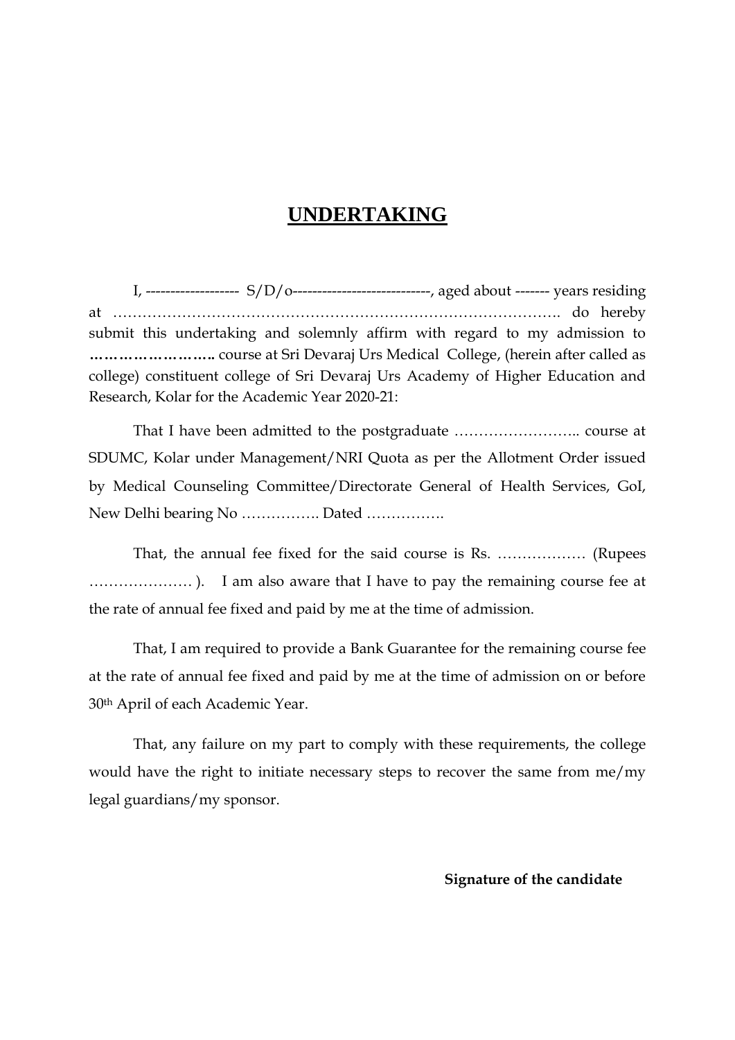# UNDERTAKING

I, ------------------- S/D/o----------------------------, aged about ------- years residing at ………………………………………………………………………………. do hereby submit this undertaking and solemnly affirm with regard to my admission to **…………………….** course at Sri Devaraj Urs Medical College, (herein after called as college) constituent college of Sri Devaraj Urs Academy of Higher Education and Research, Kolar for the Academic Year 2020-21:

That I have been admitted to the postgraduate …………………….. course at SDUMC, Kolar under Management/NRI Quota as per the Allotment Order issued by Medical Counseling Committee/Directorate General of Health Services, GoI, New Delhi bearing No ……………. Dated …………….

That, the annual fee fixed for the said course is Rs. ……………… (Rupees ………………… ). I am also aware that I have to pay the remaining course fee at the rate of annual fee fixed and paid by me at the time of admission.

That, I am required to provide a Bank Guarantee for the remaining course fee at the rate of annual fee fixed and paid by me at the time of admission on or before 30th April of each Academic Year.

That, any failure on my part to comply with these requirements, the college would have the right to initiate necessary steps to recover the same from me/my legal guardians/my sponsor.

**Signature of the candidate**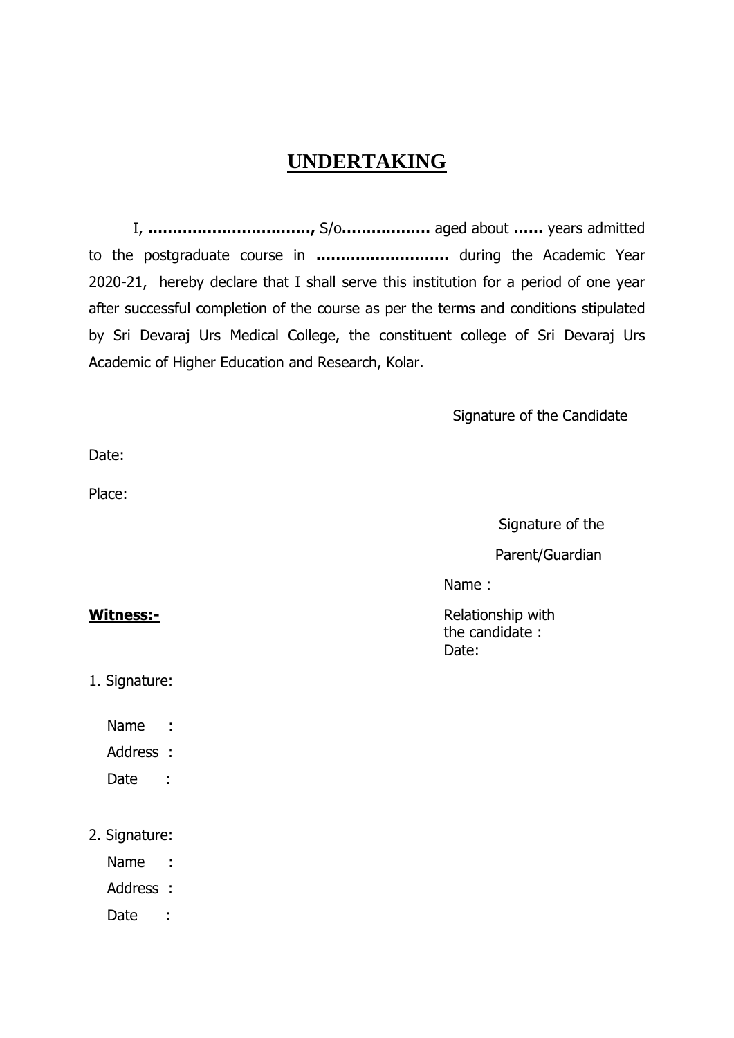# UNDERTAKING

I, **................................,** S/o**..................** aged about **......** years admitted to the postgraduate course in **...........................** during the Academic Year 2020-21, hereby declare that I shall serve this institution for a period of one year after successful completion of the course as per the terms and conditions stipulated by Sri Devaraj Urs Medical College, the constituent college of Sri Devaraj Urs Academic of Higher Education and Research, Kolar.

Signature of the Candidate

Date:

Place:

Signature of the Parent/Guardian

Name :

Relationship with the candidate :

Date:

**Witness:-**

1. Signature:

   Name :

   Address :

   Date :

2. Signature:

   Name :

   Address :

   Date :